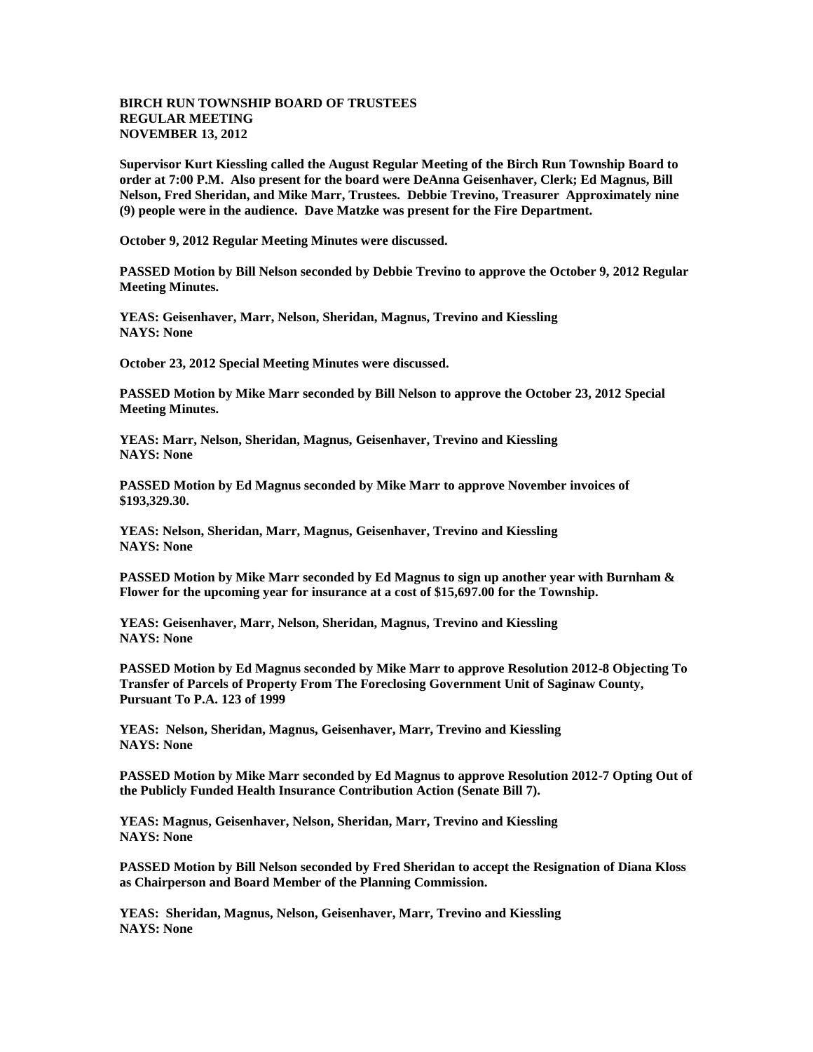**BIRCH RUN TOWNSHIP BOARD OF TRUSTEES**
**REGULAR MEETING**
**NOVEMBER 13, 2012**

**Supervisor Kurt Kiessling called the August Regular Meeting of the Birch Run Township Board to order at 7:00 P.M. Also present for the board were DeAnna Geisenhaver, Clerk; Ed Magnus, Bill Nelson, Fred Sheridan, and Mike Marr, Trustees. Debbie Trevino, Treasurer Approximately nine (9) people were in the audience. Dave Matzke was present for the Fire Department.**

**October 9, 2012 Regular Meeting Minutes were discussed.**

**PASSED Motion by Bill Nelson seconded by Debbie Trevino to approve the October 9, 2012 Regular Meeting Minutes.**

**YEAS: Geisenhaver, Marr, Nelson, Sheridan, Magnus, Trevino and Kiessling**
**NAYS: None**

**October 23, 2012 Special Meeting Minutes were discussed.**

**PASSED Motion by Mike Marr seconded by Bill Nelson to approve the October 23, 2012 Special Meeting Minutes.**

**YEAS: Marr, Nelson, Sheridan, Magnus, Geisenhaver, Trevino and Kiessling**
**NAYS: None**

**PASSED Motion by Ed Magnus seconded by Mike Marr to approve November invoices of $193,329.30.**

**YEAS: Nelson, Sheridan, Marr, Magnus, Geisenhaver, Trevino and Kiessling**
**NAYS: None**

**PASSED Motion by Mike Marr seconded by Ed Magnus to sign up another year with Burnham & Flower for the upcoming year for insurance at a cost of $15,697.00 for the Township.**

**YEAS: Geisenhaver, Marr, Nelson, Sheridan, Magnus, Trevino and Kiessling**
**NAYS: None**

**PASSED Motion by Ed Magnus seconded by Mike Marr to approve Resolution 2012-8 Objecting To Transfer of Parcels of Property From The Foreclosing Government Unit of Saginaw County, Pursuant To P.A. 123 of 1999**

**YEAS: Nelson, Sheridan, Magnus, Geisenhaver, Marr, Trevino and Kiessling**
**NAYS: None**

**PASSED Motion by Mike Marr seconded by Ed Magnus to approve Resolution 2012-7 Opting Out of the Publicly Funded Health Insurance Contribution Action (Senate Bill 7).**

**YEAS: Magnus, Geisenhaver, Nelson, Sheridan, Marr, Trevino and Kiessling**
**NAYS: None**

**PASSED Motion by Bill Nelson seconded by Fred Sheridan to accept the Resignation of Diana Kloss as Chairperson and Board Member of the Planning Commission.**

**YEAS: Sheridan, Magnus, Nelson, Geisenhaver, Marr, Trevino and Kiessling**
**NAYS: None**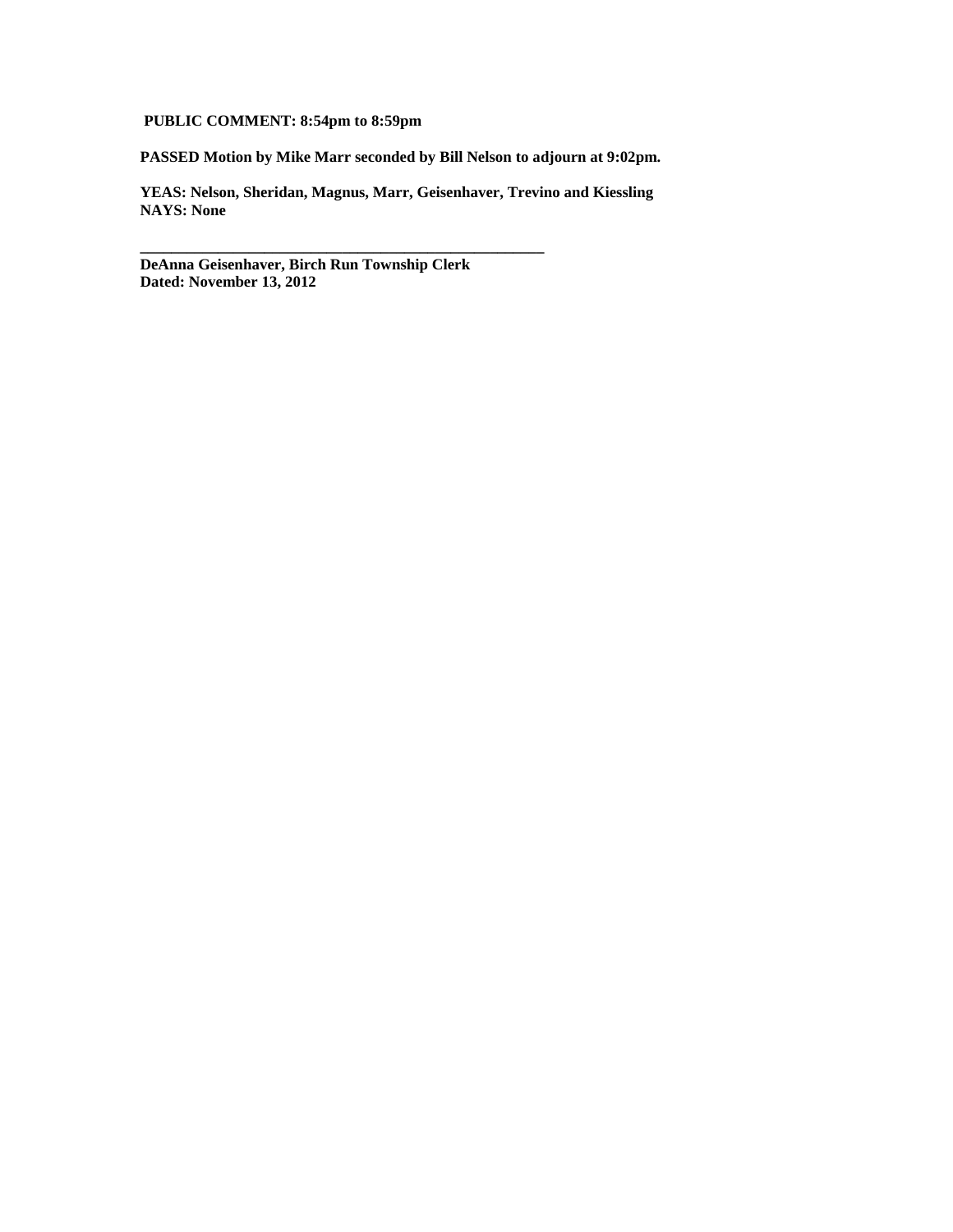**PUBLIC COMMENT: 8:54pm to 8:59pm**

**PASSED Motion by Mike Marr seconded by Bill Nelson to adjourn at 9:02pm.**

**YEAS: Nelson, Sheridan, Magnus, Marr, Geisenhaver, Trevino and Kiessling**
**NAYS: None**

______________________________________________________

**DeAnna Geisenhaver, Birch Run Township Clerk**
**Dated: November 13, 2012**